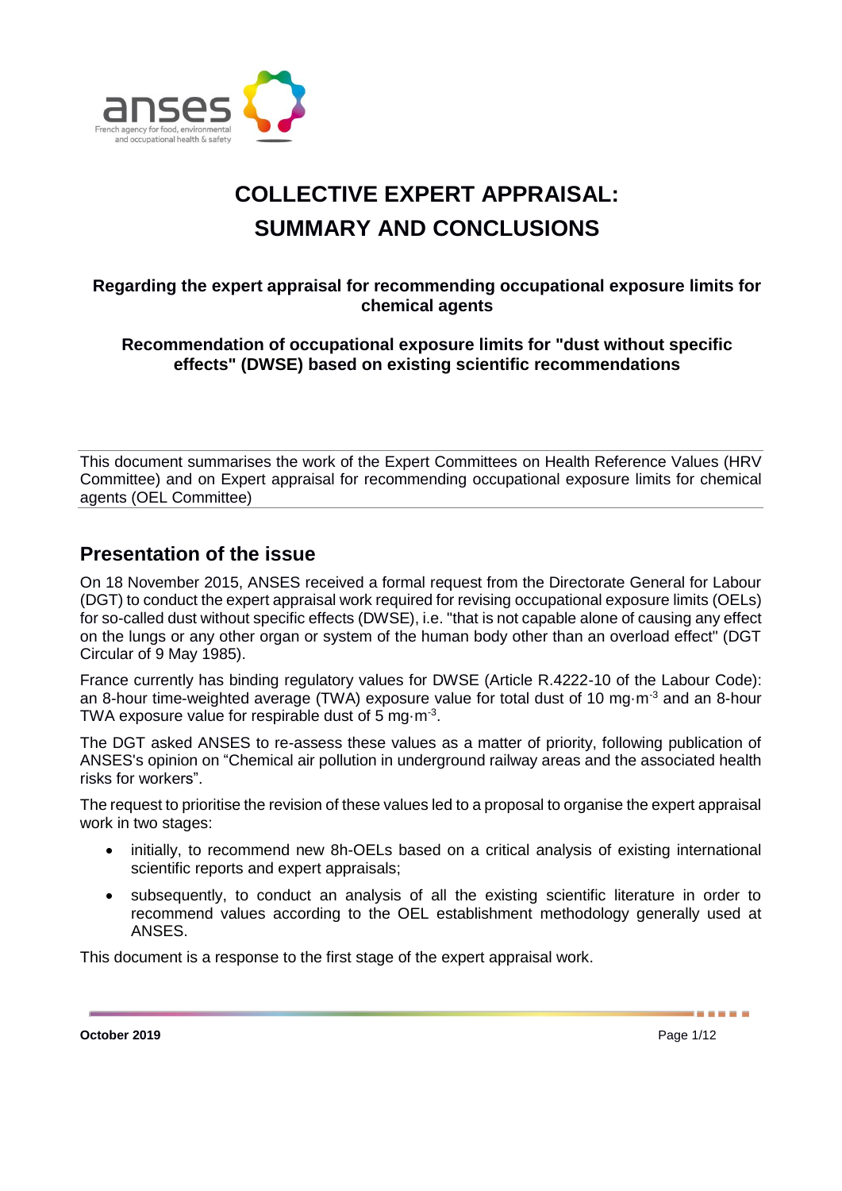# COLLECTIVE EXPERT APPRAISAL: SUMMARY AND CONCLUSIONS

**Regarding the expert appraisal for recommending occupational exposure limits for chemical agents**

**Recommendation of occupational exposure limits for "dust without specific effects" (DWSE) based on existing scientific recommendations**

This document summarises the work of the Expert Committees on Health Reference Values (HRV Committee) and on Expert appraisal for recommending occupational exposure limits for chemical agents (OEL Committee)

## Presentation of the issue

On 18 November 2015, ANSES received a formal request from the Directorate General for Labour (DGT) to conduct the expert appraisal work required for revising occupational exposure limits (OELs) for so-called dust without specific effects (DWSE), i.e. "that is not capable alone of causing any effect on the lungs or any other organ or system of the human body other than an overload effect" (DGT Circular of 9 May 1985).

France currently has binding regulatory values for DWSE (Article R.4222-10 of the Labour Code): an 8-hour time-weighted average (TWA) exposure value for total dust of 10 $mg \cdot m^{-3}$ and an 8-hour TWA exposure value for respirable dust of 5 $mg \cdot m^{-3}$.

The DGT asked ANSES to re-assess these values as a matter of priority, following publication of ANSES's opinion on "Chemical air pollution in underground railway areas and the associated health risks for workers".

The request to prioritise the revision of these values led to a proposal to organise the expert appraisal work in two stages:

- initially, to recommend new 8h-OELs based on a critical analysis of existing international scientific reports and expert appraisals;
- subsequently, to conduct an analysis of all the existing scientific literature in order to recommend values according to the OEL establishment methodology generally used at ANSES.

This document is a response to the first stage of the expert appraisal work.

**October 2019**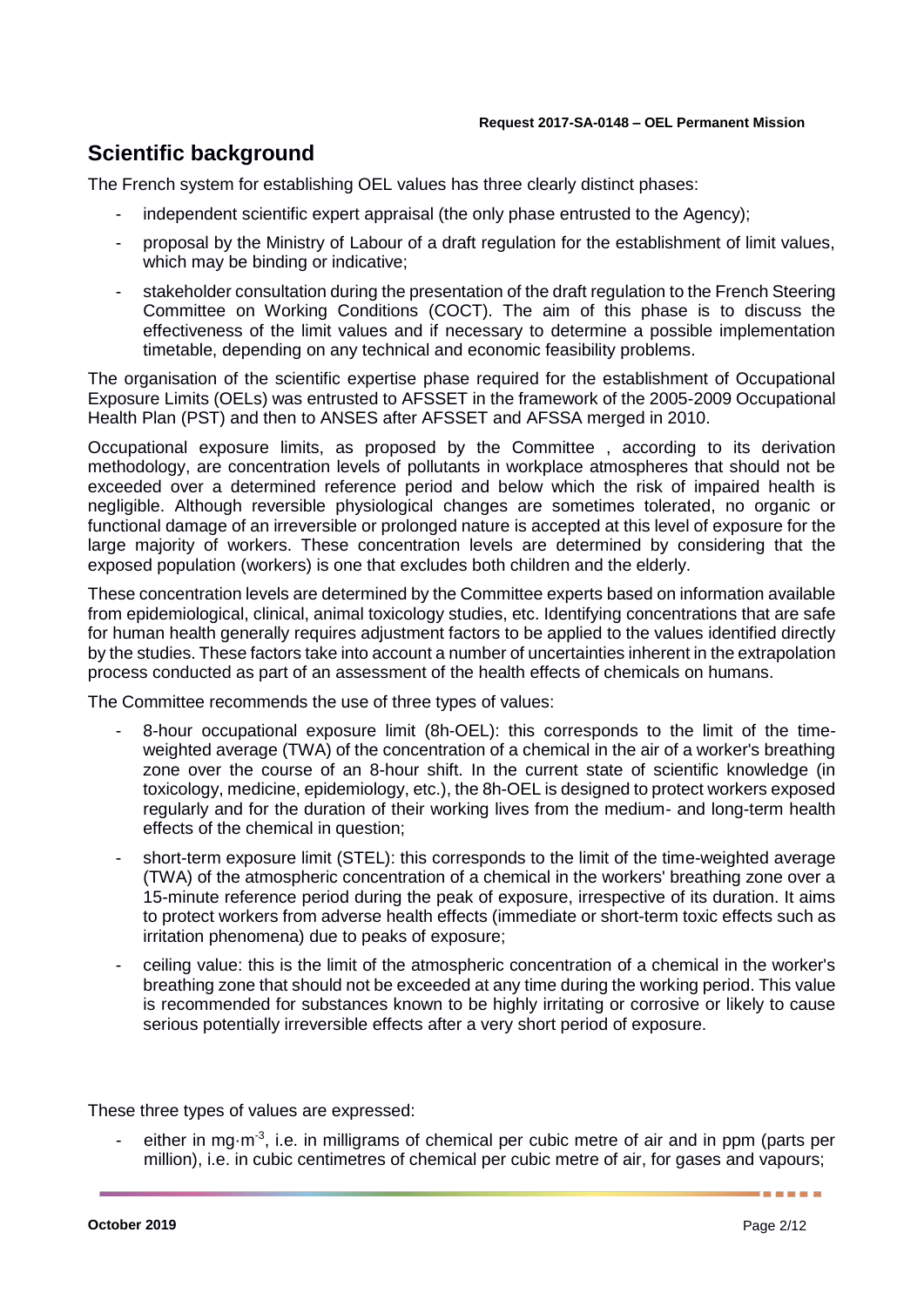## Scientific background

The French system for establishing OEL values has three clearly distinct phases:

- independent scientific expert appraisal (the only phase entrusted to the Agency);
- proposal by the Ministry of Labour of a draft regulation for the establishment of limit values, which may be binding or indicative;
- stakeholder consultation during the presentation of the draft regulation to the French Steering Committee on Working Conditions (COCT). The aim of this phase is to discuss the effectiveness of the limit values and if necessary to determine a possible implementation timetable, depending on any technical and economic feasibility problems.

The organisation of the scientific expertise phase required for the establishment of Occupational Exposure Limits (OELs) was entrusted to AFSSET in the framework of the 2005-2009 Occupational Health Plan (PST) and then to ANSES after AFSSET and AFSSA merged in 2010.

Occupational exposure limits, as proposed by the Committee , according to its derivation methodology, are concentration levels of pollutants in workplace atmospheres that should not be exceeded over a determined reference period and below which the risk of impaired health is negligible. Although reversible physiological changes are sometimes tolerated, no organic or functional damage of an irreversible or prolonged nature is accepted at this level of exposure for the large majority of workers. These concentration levels are determined by considering that the exposed population (workers) is one that excludes both children and the elderly.

These concentration levels are determined by the Committee experts based on information available from epidemiological, clinical, animal toxicology studies, etc. Identifying concentrations that are safe for human health generally requires adjustment factors to be applied to the values identified directly by the studies. These factors take into account a number of uncertainties inherent in the extrapolation process conducted as part of an assessment of the health effects of chemicals on humans.

The Committee recommends the use of three types of values:

- 8-hour occupational exposure limit (8h-OEL): this corresponds to the limit of the time-weighted average (TWA) of the concentration of a chemical in the air of a worker's breathing zone over the course of an 8-hour shift. In the current state of scientific knowledge (in toxicology, medicine, epidemiology, etc.), the 8h-OEL is designed to protect workers exposed regularly and for the duration of their working lives from the medium- and long-term health effects of the chemical in question;
- short-term exposure limit (STEL): this corresponds to the limit of the time-weighted average (TWA) of the atmospheric concentration of a chemical in the workers' breathing zone over a 15-minute reference period during the peak of exposure, irrespective of its duration. It aims to protect workers from adverse health effects (immediate or short-term toxic effects such as irritation phenomena) due to peaks of exposure;
- ceiling value: this is the limit of the atmospheric concentration of a chemical in the worker's breathing zone that should not be exceeded at any time during the working period. This value is recommended for substances known to be highly irritating or corrosive or likely to cause serious potentially irreversible effects after a very short period of exposure.

These three types of values are expressed:

- either in mg·m$^{-3}$, i.e. in milligrams of chemical per cubic metre of air and in ppm (parts per million), i.e. in cubic centimetres of chemical per cubic metre of air, for gases and vapours;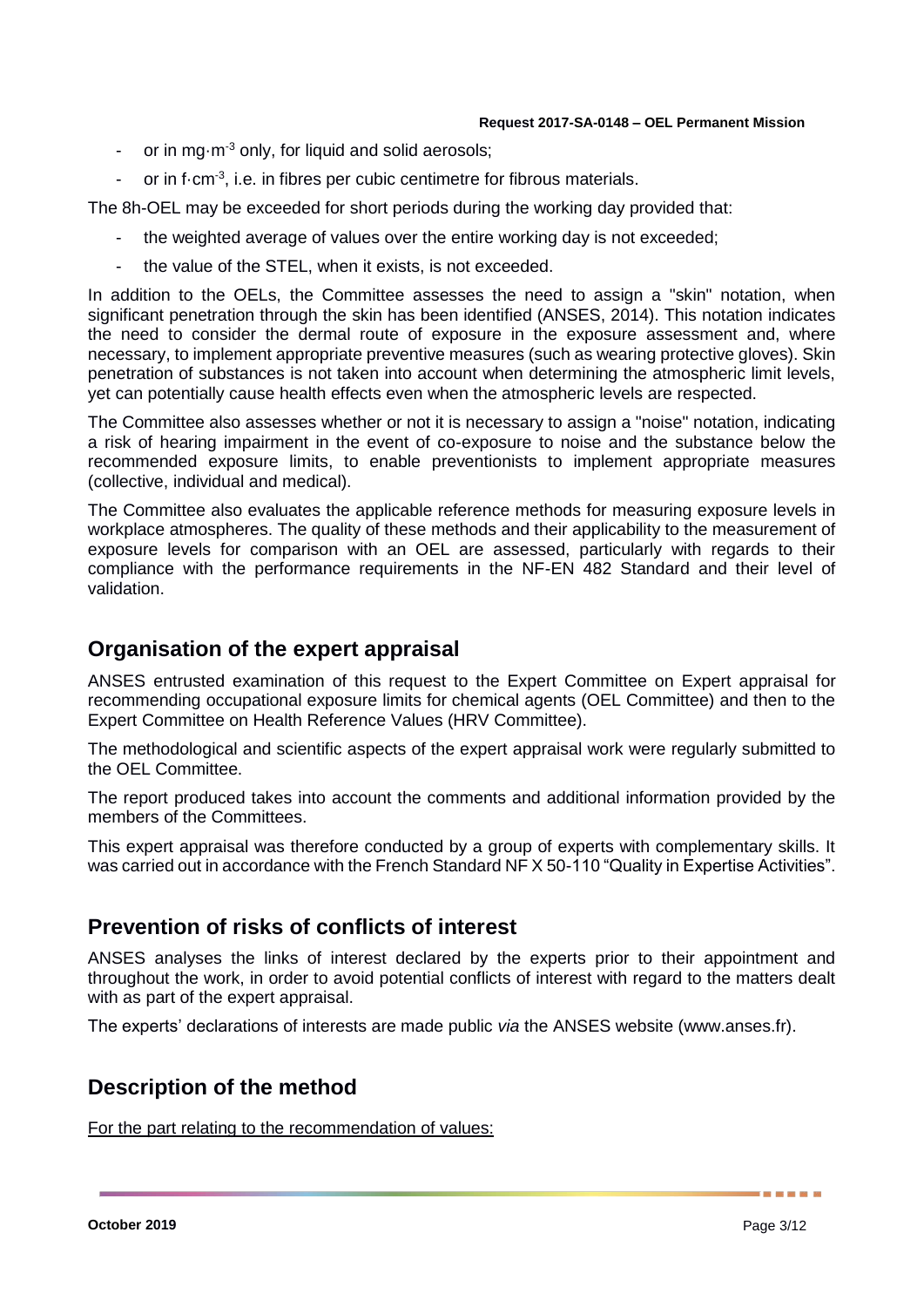- or in mg·m$^{-3}$ only, for liquid and solid aerosols;
- or in f·cm$^{-3}$, i.e. in fibres per cubic centimetre for fibrous materials.

The 8h-OEL may be exceeded for short periods during the working day provided that:

- the weighted average of values over the entire working day is not exceeded;
- the value of the STEL, when it exists, is not exceeded.

In addition to the OELs, the Committee assesses the need to assign a "skin" notation, when significant penetration through the skin has been identified (ANSES, 2014). This notation indicates the need to consider the dermal route of exposure in the exposure assessment and, where necessary, to implement appropriate preventive measures (such as wearing protective gloves). Skin penetration of substances is not taken into account when determining the atmospheric limit levels, yet can potentially cause health effects even when the atmospheric levels are respected.

The Committee also assesses whether or not it is necessary to assign a "noise" notation, indicating a risk of hearing impairment in the event of co-exposure to noise and the substance below the recommended exposure limits, to enable preventionists to implement appropriate measures (collective, individual and medical).

The Committee also evaluates the applicable reference methods for measuring exposure levels in workplace atmospheres. The quality of these methods and their applicability to the measurement of exposure levels for comparison with an OEL are assessed, particularly with regards to their compliance with the performance requirements in the NF-EN 482 Standard and their level of validation.

## Organisation of the expert appraisal

ANSES entrusted examination of this request to the Expert Committee on Expert appraisal for recommending occupational exposure limits for chemical agents (OEL Committee) and then to the Expert Committee on Health Reference Values (HRV Committee).

The methodological and scientific aspects of the expert appraisal work were regularly submitted to the OEL Committee.

The report produced takes into account the comments and additional information provided by the members of the Committees.

This expert appraisal was therefore conducted by a group of experts with complementary skills. It was carried out in accordance with the French Standard NF X 50-110 "Quality in Expertise Activities".

## Prevention of risks of conflicts of interest

ANSES analyses the links of interest declared by the experts prior to their appointment and throughout the work, in order to avoid potential conflicts of interest with regard to the matters dealt with as part of the expert appraisal.

The experts' declarations of interests are made public *via* the ANSES website (www.anses.fr).

## Description of the method

For the part relating to the recommendation of values: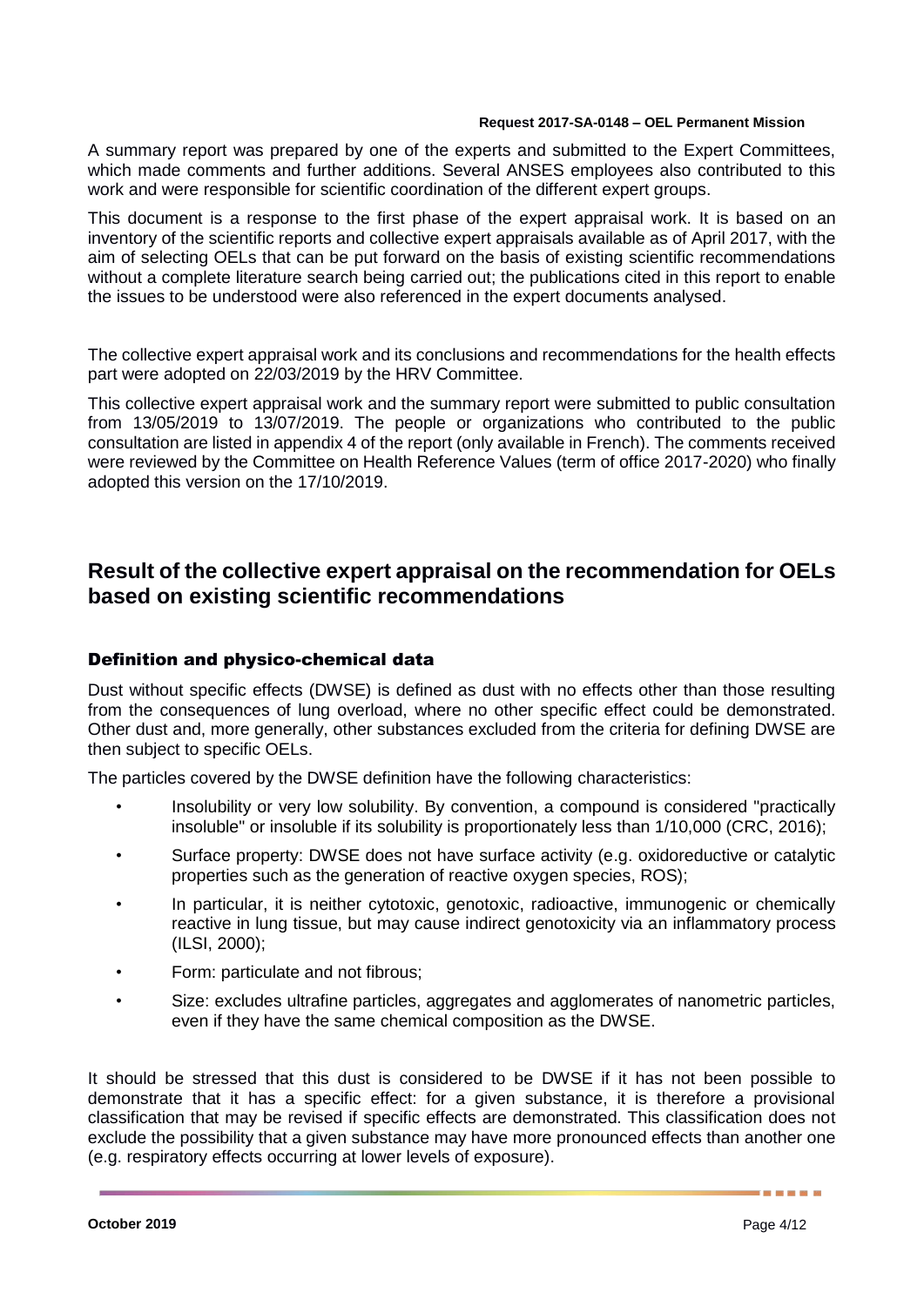A summary report was prepared by one of the experts and submitted to the Expert Committees, which made comments and further additions. Several ANSES employees also contributed to this work and were responsible for scientific coordination of the different expert groups.

This document is a response to the first phase of the expert appraisal work. It is based on an inventory of the scientific reports and collective expert appraisals available as of April 2017, with the aim of selecting OELs that can be put forward on the basis of existing scientific recommendations without a complete literature search being carried out; the publications cited in this report to enable the issues to be understood were also referenced in the expert documents analysed.

The collective expert appraisal work and its conclusions and recommendations for the health effects part were adopted on 22/03/2019 by the HRV Committee.

This collective expert appraisal work and the summary report were submitted to public consultation from 13/05/2019 to 13/07/2019. The people or organizations who contributed to the public consultation are listed in appendix 4 of the report (only available in French). The comments received were reviewed by the Committee on Health Reference Values (term of office 2017-2020) who finally adopted this version on the 17/10/2019.

## Result of the collective expert appraisal on the recommendation for OELs based on existing scientific recommendations

### Definition and physico-chemical data

Dust without specific effects (DWSE) is defined as dust with no effects other than those resulting from the consequences of lung overload, where no other specific effect could be demonstrated. Other dust and, more generally, other substances excluded from the criteria for defining DWSE are then subject to specific OELs.

The particles covered by the DWSE definition have the following characteristics:

- Insolubility or very low solubility. By convention, a compound is considered "practically insoluble" or insoluble if its solubility is proportionately less than 1/10,000 (CRC, 2016);
- Surface property: DWSE does not have surface activity (e.g. oxidoreductive or catalytic properties such as the generation of reactive oxygen species, ROS);
- In particular, it is neither cytotoxic, genotoxic, radioactive, immunogenic or chemically reactive in lung tissue, but may cause indirect genotoxicity via an inflammatory process (ILSI, 2000);
- Form: particulate and not fibrous;
- Size: excludes ultrafine particles, aggregates and agglomerates of nanometric particles, even if they have the same chemical composition as the DWSE.

It should be stressed that this dust is considered to be DWSE if it has not been possible to demonstrate that it has a specific effect: for a given substance, it is therefore a provisional classification that may be revised if specific effects are demonstrated. This classification does not exclude the possibility that a given substance may have more pronounced effects than another one (e.g. respiratory effects occurring at lower levels of exposure).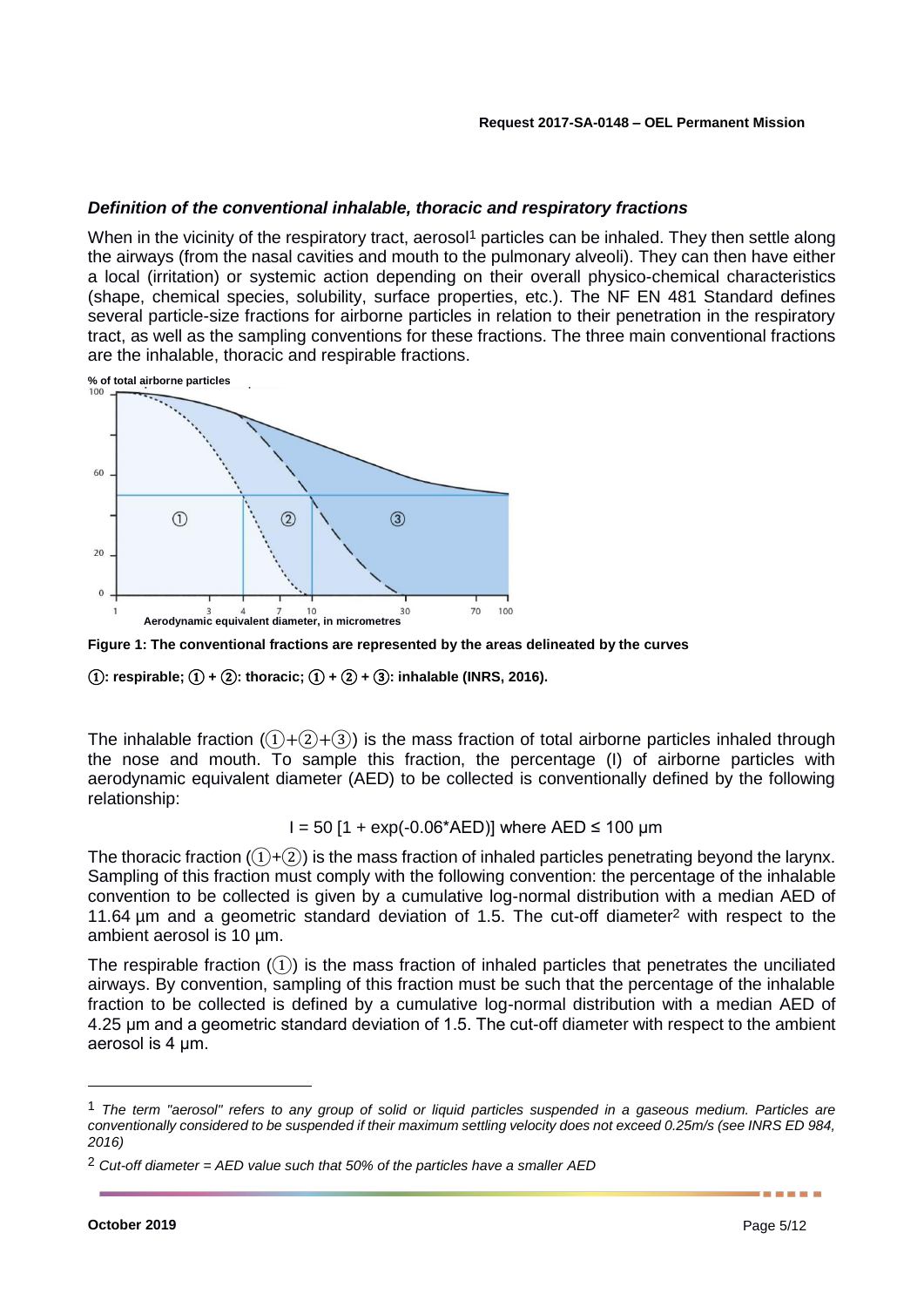### *Definition of the conventional inhalable, thoracic and respiratory fractions*

When in the vicinity of the respiratory tract, aerosol[1] particles can be inhaled. They then settle along the airways (from the nasal cavities and mouth to the pulmonary alveoli). They can then have either a local (irritation) or systemic action depending on their overall physico-chemical characteristics (shape, chemical species, solubility, surface properties, etc.). The NF EN 481 Standard defines several particle-size fractions for airborne particles in relation to their penetration in the respiratory tract, as well as the sampling conventions for these fractions. The three main conventional fractions are the inhalable, thoracic and respirable fractions.

**Figure 1: The conventional fractions are represented by the areas delineated by the curves**

**①: respirable; ① + ②: thoracic; ① + ② + ③: inhalable (INRS, 2016).**

The inhalable fraction (①+②+③) is the mass fraction of total airborne particles inhaled through the nose and mouth. To sample this fraction, the percentage (I) of airborne particles with aerodynamic equivalent diameter (AED) to be collected is conventionally defined by the following relationship:

$$I = 50\,[1 + \exp(-0.06 \cdot AED)] \text{ where } AED \leq 100\ \mu m$$

The thoracic fraction (①+②) is the mass fraction of inhaled particles penetrating beyond the larynx. Sampling of this fraction must comply with the following convention: the percentage of the inhalable convention to be collected is given by a cumulative log-normal distribution with a median AED of 11.64 µm and a geometric standard deviation of 1.5. The cut-off diameter[2] with respect to the ambient aerosol is 10 µm.

The respirable fraction (①) is the mass fraction of inhaled particles that penetrates the unciliated airways. By convention, sampling of this fraction must be such that the percentage of the inhalable fraction to be collected is defined by a cumulative log-normal distribution with a median AED of 4.25 µm and a geometric standard deviation of 1.5. The cut-off diameter with respect to the ambient aerosol is 4 µm.

---

[1] *The term "aerosol" refers to any group of solid or liquid particles suspended in a gaseous medium. Particles are conventionally considered to be suspended if their maximum settling velocity does not exceed 0.25m/s (see INRS ED 984, 2016)*

[2] *Cut-off diameter = AED value such that 50% of the particles have a smaller AED*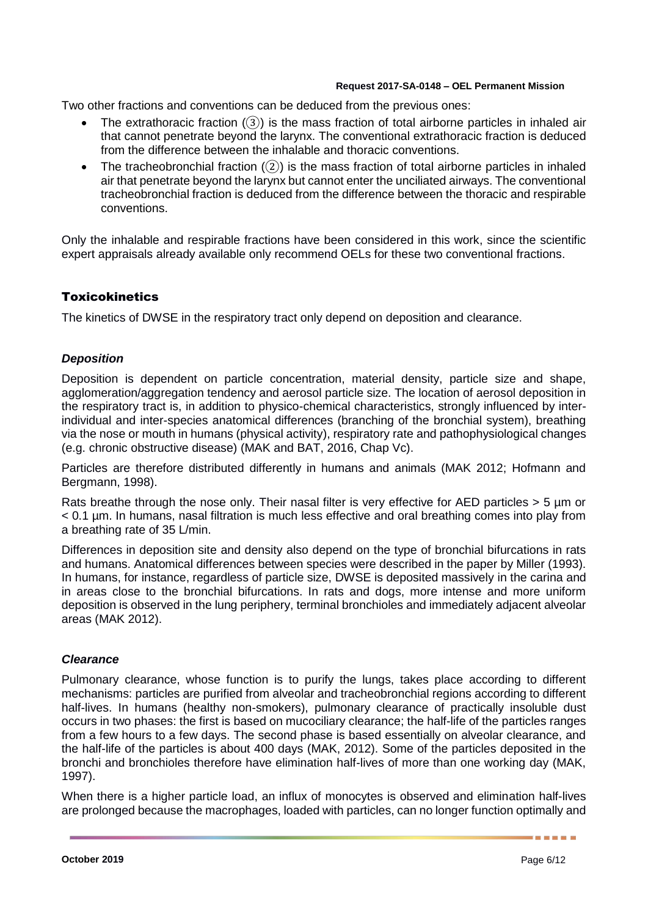Two other fractions and conventions can be deduced from the previous ones:

- The extrathoracic fraction (③) is the mass fraction of total airborne particles in inhaled air that cannot penetrate beyond the larynx. The conventional extrathoracic fraction is deduced from the difference between the inhalable and thoracic conventions.
- The tracheobronchial fraction (②) is the mass fraction of total airborne particles in inhaled air that penetrate beyond the larynx but cannot enter the unciliated airways. The conventional tracheobronchial fraction is deduced from the difference between the thoracic and respirable conventions.

Only the inhalable and respirable fractions have been considered in this work, since the scientific expert appraisals already available only recommend OELs for these two conventional fractions.

## Toxicokinetics

The kinetics of DWSE in the respiratory tract only depend on deposition and clearance.

### *Deposition*

Deposition is dependent on particle concentration, material density, particle size and shape, agglomeration/aggregation tendency and aerosol particle size. The location of aerosol deposition in the respiratory tract is, in addition to physico-chemical characteristics, strongly influenced by inter-individual and inter-species anatomical differences (branching of the bronchial system), breathing via the nose or mouth in humans (physical activity), respiratory rate and pathophysiological changes (e.g. chronic obstructive disease) (MAK and BAT, 2016, Chap Vc).

Particles are therefore distributed differently in humans and animals (MAK 2012; Hofmann and Bergmann, 1998).

Rats breathe through the nose only. Their nasal filter is very effective for AED particles > 5 µm or < 0.1 µm. In humans, nasal filtration is much less effective and oral breathing comes into play from a breathing rate of 35 L/min.

Differences in deposition site and density also depend on the type of bronchial bifurcations in rats and humans. Anatomical differences between species were described in the paper by Miller (1993). In humans, for instance, regardless of particle size, DWSE is deposited massively in the carina and in areas close to the bronchial bifurcations. In rats and dogs, more intense and more uniform deposition is observed in the lung periphery, terminal bronchioles and immediately adjacent alveolar areas (MAK 2012).

### *Clearance*

Pulmonary clearance, whose function is to purify the lungs, takes place according to different mechanisms: particles are purified from alveolar and tracheobronchial regions according to different half-lives. In humans (healthy non-smokers), pulmonary clearance of practically insoluble dust occurs in two phases: the first is based on mucociliary clearance; the half-life of the particles ranges from a few hours to a few days. The second phase is based essentially on alveolar clearance, and the half-life of the particles is about 400 days (MAK, 2012). Some of the particles deposited in the bronchi and bronchioles therefore have elimination half-lives of more than one working day (MAK, 1997).

When there is a higher particle load, an influx of monocytes is observed and elimination half-lives are prolonged because the macrophages, loaded with particles, can no longer function optimally and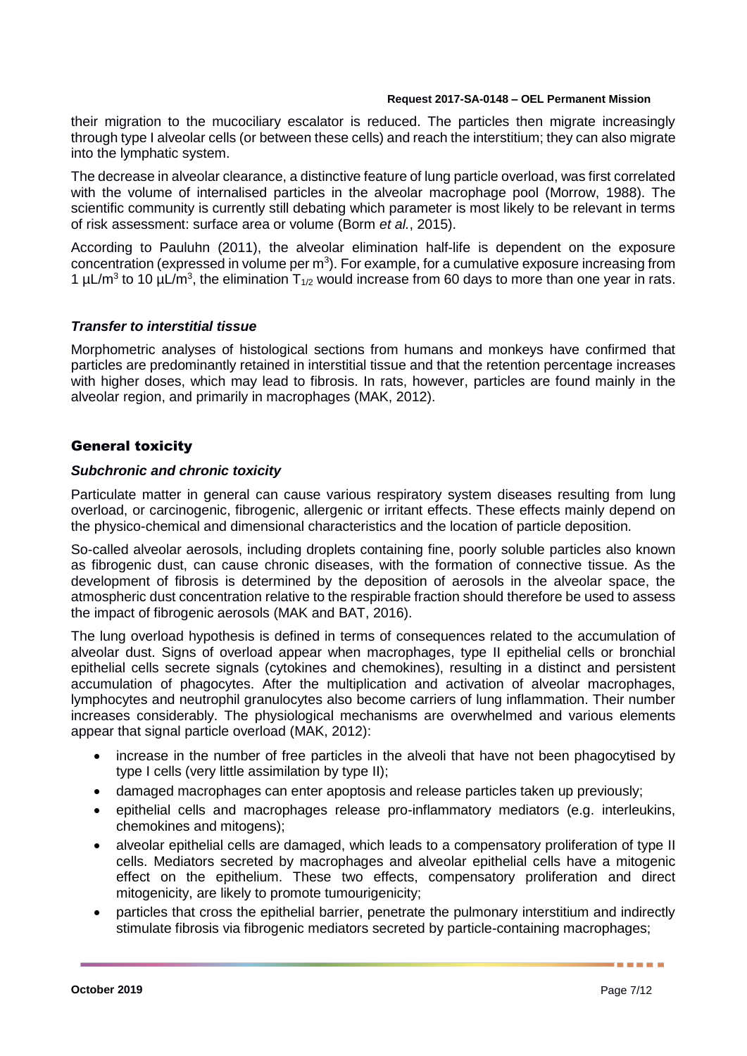their migration to the mucociliary escalator is reduced. The particles then migrate increasingly through type I alveolar cells (or between these cells) and reach the interstitium; they can also migrate into the lymphatic system.

The decrease in alveolar clearance, a distinctive feature of lung particle overload, was first correlated with the volume of internalised particles in the alveolar macrophage pool (Morrow, 1988). The scientific community is currently still debating which parameter is most likely to be relevant in terms of risk assessment: surface area or volume (Borm *et al.*, 2015).

According to Pauluhn (2011), the alveolar elimination half-life is dependent on the exposure concentration (expressed in volume per $m^3$). For example, for a cumulative exposure increasing from 1 $\mu L/m^3$ to 10 $\mu L/m^3$, the elimination $T_{1/2}$ would increase from 60 days to more than one year in rats.

### *Transfer to interstitial tissue*

Morphometric analyses of histological sections from humans and monkeys have confirmed that particles are predominantly retained in interstitial tissue and that the retention percentage increases with higher doses, which may lead to fibrosis. In rats, however, particles are found mainly in the alveolar region, and primarily in macrophages (MAK, 2012).

## General toxicity

### *Subchronic and chronic toxicity*

Particulate matter in general can cause various respiratory system diseases resulting from lung overload, or carcinogenic, fibrogenic, allergenic or irritant effects. These effects mainly depend on the physico-chemical and dimensional characteristics and the location of particle deposition.

So-called alveolar aerosols, including droplets containing fine, poorly soluble particles also known as fibrogenic dust, can cause chronic diseases, with the formation of connective tissue. As the development of fibrosis is determined by the deposition of aerosols in the alveolar space, the atmospheric dust concentration relative to the respirable fraction should therefore be used to assess the impact of fibrogenic aerosols (MAK and BAT, 2016).

The lung overload hypothesis is defined in terms of consequences related to the accumulation of alveolar dust. Signs of overload appear when macrophages, type II epithelial cells or bronchial epithelial cells secrete signals (cytokines and chemokines), resulting in a distinct and persistent accumulation of phagocytes. After the multiplication and activation of alveolar macrophages, lymphocytes and neutrophil granulocytes also become carriers of lung inflammation. Their number increases considerably. The physiological mechanisms are overwhelmed and various elements appear that signal particle overload (MAK, 2012):

- increase in the number of free particles in the alveoli that have not been phagocytised by type I cells (very little assimilation by type II);
- damaged macrophages can enter apoptosis and release particles taken up previously;
- epithelial cells and macrophages release pro-inflammatory mediators (e.g. interleukins, chemokines and mitogens);
- alveolar epithelial cells are damaged, which leads to a compensatory proliferation of type II cells. Mediators secreted by macrophages and alveolar epithelial cells have a mitogenic effect on the epithelium. These two effects, compensatory proliferation and direct mitogenicity, are likely to promote tumourigenicity;
- particles that cross the epithelial barrier, penetrate the pulmonary interstitium and indirectly stimulate fibrosis via fibrogenic mediators secreted by particle-containing macrophages;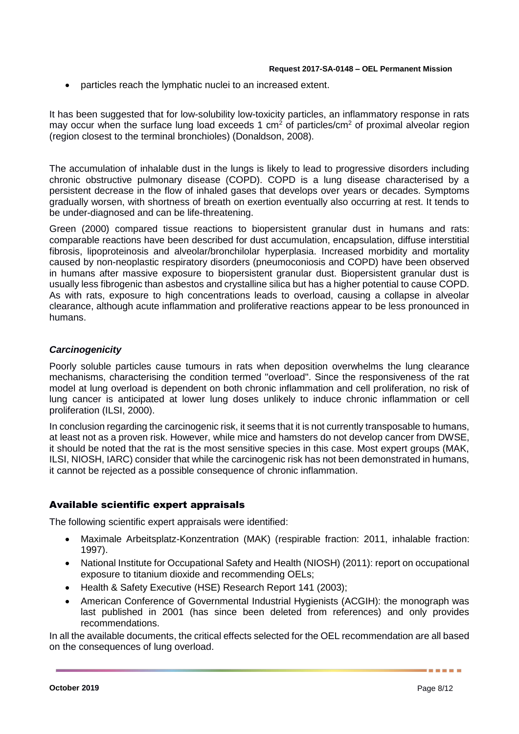- particles reach the lymphatic nuclei to an increased extent.

It has been suggested that for low-solubility low-toxicity particles, an inflammatory response in rats may occur when the surface lung load exceeds 1 $cm^2$ of particles/$cm^2$ of proximal alveolar region (region closest to the terminal bronchioles) (Donaldson, 2008).

The accumulation of inhalable dust in the lungs is likely to lead to progressive disorders including chronic obstructive pulmonary disease (COPD). COPD is a lung disease characterised by a persistent decrease in the flow of inhaled gases that develops over years or decades. Symptoms gradually worsen, with shortness of breath on exertion eventually also occurring at rest. It tends to be under-diagnosed and can be life-threatening.

Green (2000) compared tissue reactions to biopersistent granular dust in humans and rats: comparable reactions have been described for dust accumulation, encapsulation, diffuse interstitial fibrosis, lipoproteinosis and alveolar/bronchilolar hyperplasia. Increased morbidity and mortality caused by non-neoplastic respiratory disorders (pneumoconiosis and COPD) have been observed in humans after massive exposure to biopersistent granular dust. Biopersistent granular dust is usually less fibrogenic than asbestos and crystalline silica but has a higher potential to cause COPD. As with rats, exposure to high concentrations leads to overload, causing a collapse in alveolar clearance, although acute inflammation and proliferative reactions appear to be less pronounced in humans.

### *Carcinogenicity*

Poorly soluble particles cause tumours in rats when deposition overwhelms the lung clearance mechanisms, characterising the condition termed "overload". Since the responsiveness of the rat model at lung overload is dependent on both chronic inflammation and cell proliferation, no risk of lung cancer is anticipated at lower lung doses unlikely to induce chronic inflammation or cell proliferation (ILSI, 2000).

In conclusion regarding the carcinogenic risk, it seems that it is not currently transposable to humans, at least not as a proven risk. However, while mice and hamsters do not develop cancer from DWSE, it should be noted that the rat is the most sensitive species in this case. Most expert groups (MAK, ILSI, NIOSH, IARC) consider that while the carcinogenic risk has not been demonstrated in humans, it cannot be rejected as a possible consequence of chronic inflammation.

## Available scientific expert appraisals

The following scientific expert appraisals were identified:

- Maximale Arbeitsplatz-Konzentration (MAK) (respirable fraction: 2011, inhalable fraction: 1997).
- National Institute for Occupational Safety and Health (NIOSH) (2011): report on occupational exposure to titanium dioxide and recommending OELs;
- Health & Safety Executive (HSE) Research Report 141 (2003);
- American Conference of Governmental Industrial Hygienists (ACGIH): the monograph was last published in 2001 (has since been deleted from references) and only provides recommendations.

In all the available documents, the critical effects selected for the OEL recommendation are all based on the consequences of lung overload.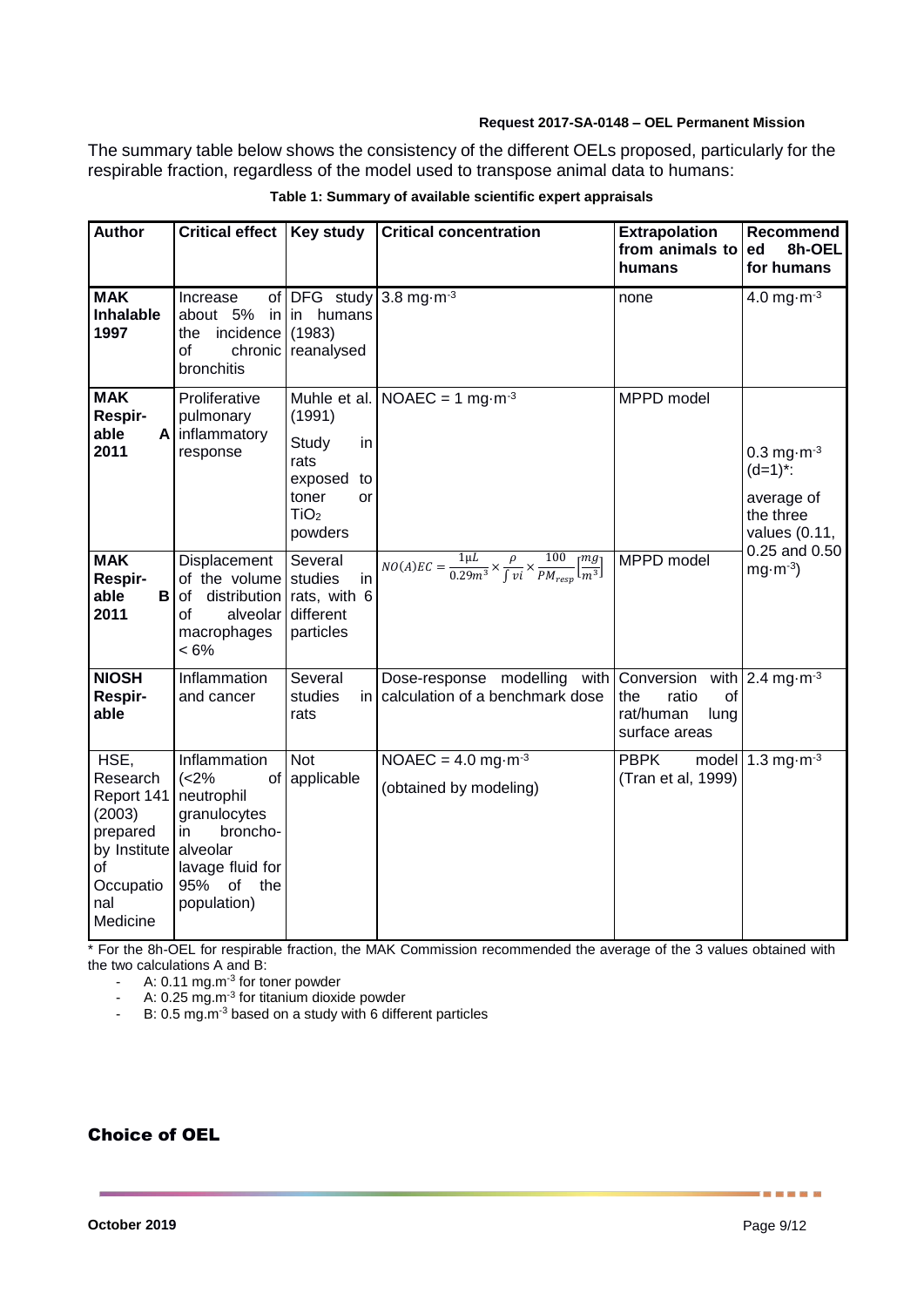The summary table below shows the consistency of the different OELs proposed, particularly for the respirable fraction, regardless of the model used to transpose animal data to humans:

**Table 1: Summary of available scientific expert appraisals**

| Author | Critical effect | Key study | Critical concentration | Extrapolation from animals to humans | Recommended 8h-OEL for humans |
|---|---|---|---|---|---|
| **MAK Inhalable 1997** | Increase of about 5% in the incidence of chronic bronchitis | DFG study in humans (1983) reanalysed | 3.8 mg·m$^{-3}$ | none | 4.0 mg·m$^{-3}$ |
| **MAK Respirable A 2011** | Proliferative pulmonary inflammatory response | Muhle et al. (1991) Study in rats exposed to toner or $TiO_2$ powders | NOAEC = 1 mg·m$^{-3}$ | MPPD model | 0.3 mg·m$^{-3}$ (d=1)*: average of the three values (0.11, 0.25 and 0.50 mg·m$^{-3}$) |
| **MAK Respirable B 2011** | Displacement of the volume of distribution of alveolar macrophages < 6% | Several studies in rats, with 6 different particles | $NO(A)EC = \frac{1\mu L}{0.29m^3} \times \frac{\rho}{\int vi} \times \frac{100}{PM_{resp}} \left[\frac{mg}{m^3}\right]$ | MPPD model | |
| **NIOSH Respirable** | Inflammation and cancer | Several studies in rats | Dose-response modelling with calculation of a benchmark dose | Conversion with the ratio of rat/human lung surface areas | 2.4 mg·m$^{-3}$ |
| HSE, Research Report 141 (2003) prepared by Institute of Occupational Medicine | Inflammation (<2% of neutrophil granulocytes in broncho-alveolar lavage fluid for 95% of the population) | Not applicable | NOAEC = 4.0 mg·m$^{-3}$ (obtained by modeling) | PBPK model (Tran et al, 1999) | 1.3 mg·m$^{-3}$ |

* For the 8h-OEL for respirable fraction, the MAK Commission recommended the average of the 3 values obtained with the two calculations A and B:

- A: 0.11 mg.m$^{-3}$ for toner powder
- A: 0.25 mg.m$^{-3}$ for titanium dioxide powder
- B: 0.5 mg.m$^{-3}$ based on a study with 6 different particles

## Choice of OEL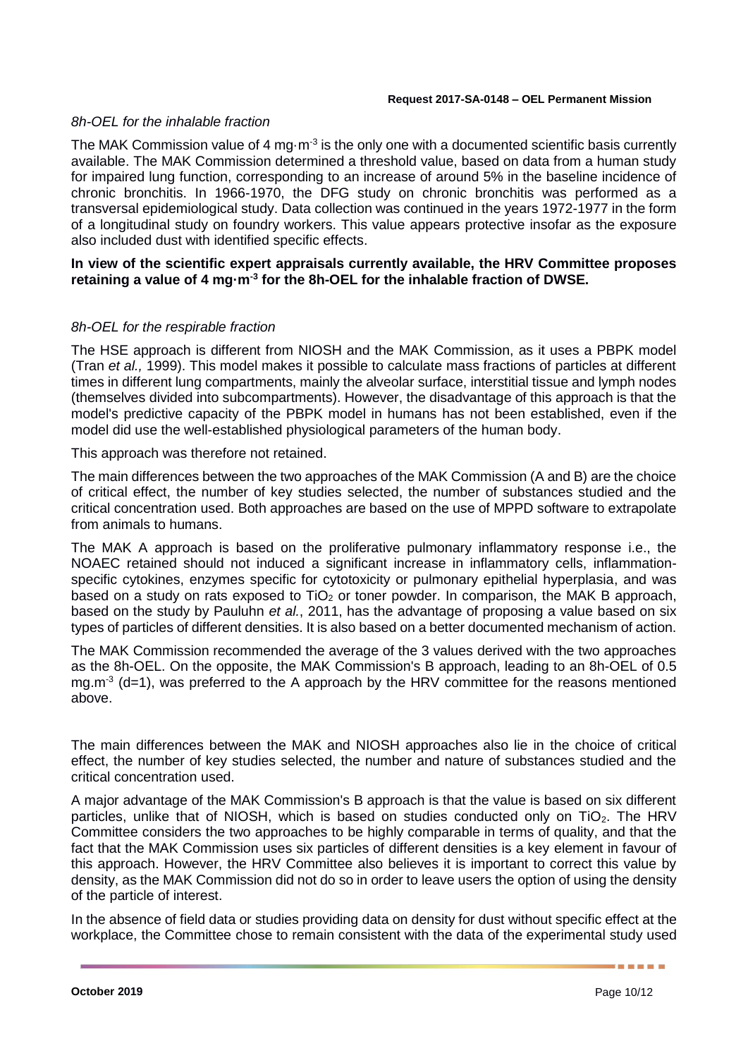*8h-OEL for the inhalable fraction*

The MAK Commission value of 4 mg·m$^{-3}$ is the only one with a documented scientific basis currently available. The MAK Commission determined a threshold value, based on data from a human study for impaired lung function, corresponding to an increase of around 5% in the baseline incidence of chronic bronchitis. In 1966-1970, the DFG study on chronic bronchitis was performed as a transversal epidemiological study. Data collection was continued in the years 1972-1977 in the form of a longitudinal study on foundry workers. This value appears protective insofar as the exposure also included dust with identified specific effects.

**In view of the scientific expert appraisals currently available, the HRV Committee proposes retaining a value of 4 mg·m$^{-3}$ for the 8h-OEL for the inhalable fraction of DWSE.**

*8h-OEL for the respirable fraction*

The HSE approach is different from NIOSH and the MAK Commission, as it uses a PBPK model (Tran *et al.,* 1999). This model makes it possible to calculate mass fractions of particles at different times in different lung compartments, mainly the alveolar surface, interstitial tissue and lymph nodes (themselves divided into subcompartments). However, the disadvantage of this approach is that the model's predictive capacity of the PBPK model in humans has not been established, even if the model did use the well-established physiological parameters of the human body.

This approach was therefore not retained.

The main differences between the two approaches of the MAK Commission (A and B) are the choice of critical effect, the number of key studies selected, the number of substances studied and the critical concentration used. Both approaches are based on the use of MPPD software to extrapolate from animals to humans.

The MAK A approach is based on the proliferative pulmonary inflammatory response i.e., the NOAEC retained should not induced a significant increase in inflammatory cells, inflammation-specific cytokines, enzymes specific for cytotoxicity or pulmonary epithelial hyperplasia, and was based on a study on rats exposed to $TiO_2$ or toner powder. In comparison, the MAK B approach, based on the study by Pauluhn *et al.*, 2011, has the advantage of proposing a value based on six types of particles of different densities. It is also based on a better documented mechanism of action.

The MAK Commission recommended the average of the 3 values derived with the two approaches as the 8h-OEL. On the opposite, the MAK Commission's B approach, leading to an 8h-OEL of 0.5 mg.m$^{-3}$ (d=1), was preferred to the A approach by the HRV committee for the reasons mentioned above.

The main differences between the MAK and NIOSH approaches also lie in the choice of critical effect, the number of key studies selected, the number and nature of substances studied and the critical concentration used.

A major advantage of the MAK Commission's B approach is that the value is based on six different particles, unlike that of NIOSH, which is based on studies conducted only on $TiO_2$. The HRV Committee considers the two approaches to be highly comparable in terms of quality, and that the fact that the MAK Commission uses six particles of different densities is a key element in favour of this approach. However, the HRV Committee also believes it is important to correct this value by density, as the MAK Commission did not do so in order to leave users the option of using the density of the particle of interest.

In the absence of field data or studies providing data on density for dust without specific effect at the workplace, the Committee chose to remain consistent with the data of the experimental study used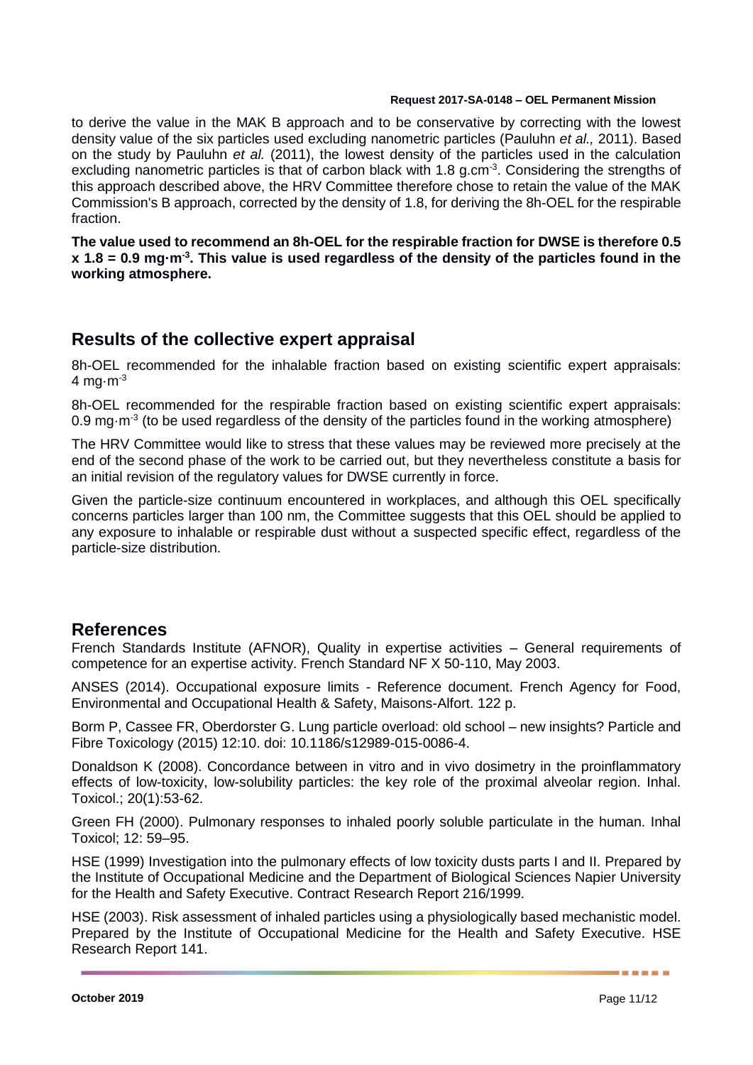to derive the value in the MAK B approach and to be conservative by correcting with the lowest density value of the six particles used excluding nanometric particles (Pauluhn *et al.,* 2011). Based on the study by Pauluhn *et al.* (2011), the lowest density of the particles used in the calculation excluding nanometric particles is that of carbon black with 1.8 g.cm$^{-3}$. Considering the strengths of this approach described above, the HRV Committee therefore chose to retain the value of the MAK Commission's B approach, corrected by the density of 1.8, for deriving the 8h-OEL for the respirable fraction.

**The value used to recommend an 8h-OEL for the respirable fraction for DWSE is therefore 0.5 x 1.8 = 0.9 mg·m$^{-3}$. This value is used regardless of the density of the particles found in the working atmosphere.**

## Results of the collective expert appraisal

8h-OEL recommended for the inhalable fraction based on existing scientific expert appraisals: 4 mg·m$^{-3}$

8h-OEL recommended for the respirable fraction based on existing scientific expert appraisals: 0.9 mg·m$^{-3}$ (to be used regardless of the density of the particles found in the working atmosphere)

The HRV Committee would like to stress that these values may be reviewed more precisely at the end of the second phase of the work to be carried out, but they nevertheless constitute a basis for an initial revision of the regulatory values for DWSE currently in force.

Given the particle-size continuum encountered in workplaces, and although this OEL specifically concerns particles larger than 100 nm, the Committee suggests that this OEL should be applied to any exposure to inhalable or respirable dust without a suspected specific effect, regardless of the particle-size distribution.

## References

French Standards Institute (AFNOR), Quality in expertise activities – General requirements of competence for an expertise activity. French Standard NF X 50-110, May 2003.

ANSES (2014). Occupational exposure limits - Reference document. French Agency for Food, Environmental and Occupational Health & Safety, Maisons-Alfort. 122 p.

Borm P, Cassee FR, Oberdorster G. Lung particle overload: old school – new insights? Particle and Fibre Toxicology (2015) 12:10. doi: 10.1186/s12989-015-0086-4.

Donaldson K (2008). Concordance between in vitro and in vivo dosimetry in the proinflammatory effects of low-toxicity, low-solubility particles: the key role of the proximal alveolar region. Inhal. Toxicol.; 20(1):53-62.

Green FH (2000). Pulmonary responses to inhaled poorly soluble particulate in the human. Inhal Toxicol; 12: 59–95.

HSE (1999) Investigation into the pulmonary effects of low toxicity dusts parts I and II. Prepared by the Institute of Occupational Medicine and the Department of Biological Sciences Napier University for the Health and Safety Executive. Contract Research Report 216/1999.

HSE (2003). Risk assessment of inhaled particles using a physiologically based mechanistic model. Prepared by the Institute of Occupational Medicine for the Health and Safety Executive. HSE Research Report 141.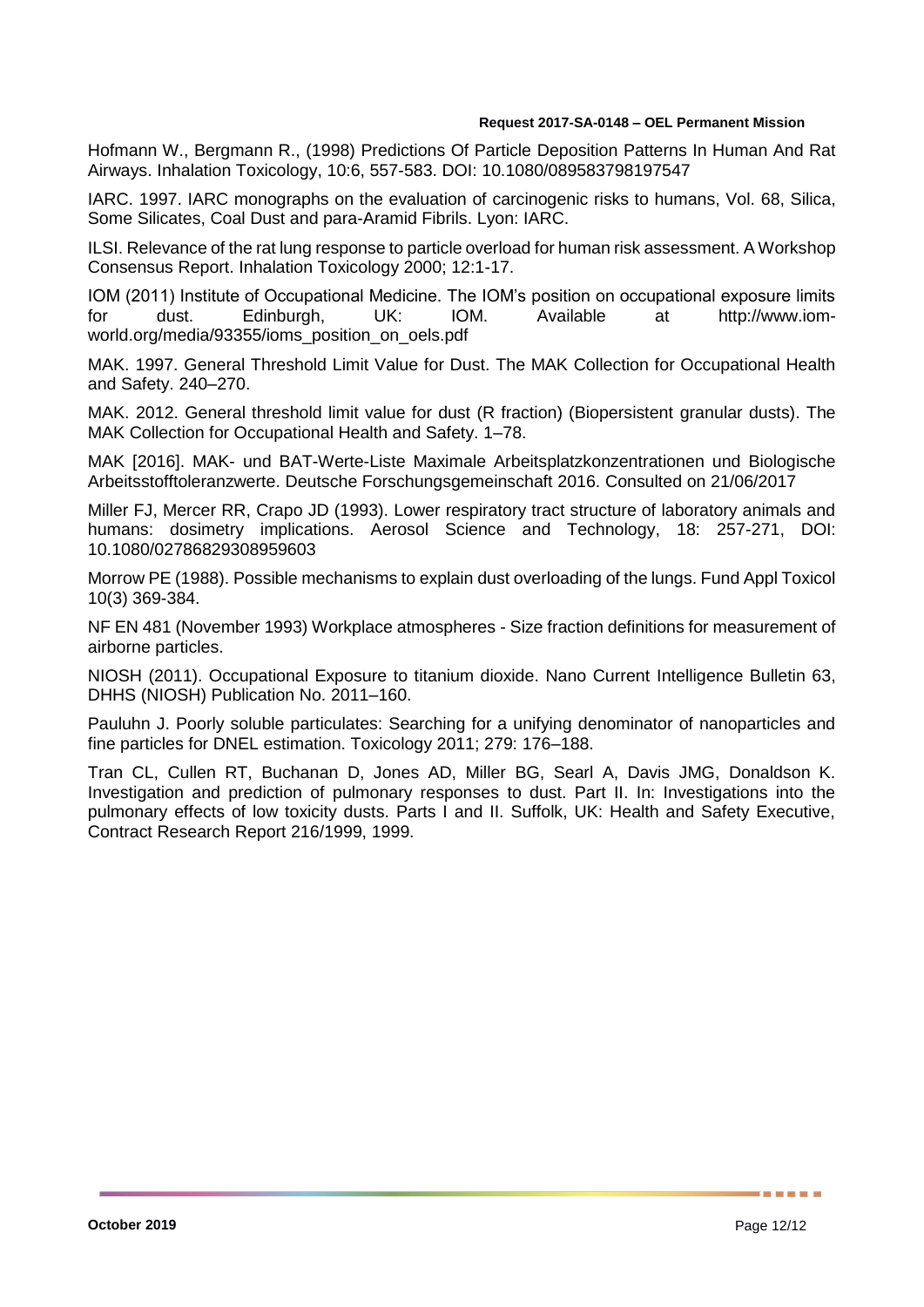Hofmann W., Bergmann R., (1998) Predictions Of Particle Deposition Patterns In Human And Rat Airways. Inhalation Toxicology, 10:6, 557-583. DOI: 10.1080/089583798197547

IARC. 1997. IARC monographs on the evaluation of carcinogenic risks to humans, Vol. 68, Silica, Some Silicates, Coal Dust and para-Aramid Fibrils. Lyon: IARC.

ILSI. Relevance of the rat lung response to particle overload for human risk assessment. A Workshop Consensus Report. Inhalation Toxicology 2000; 12:1-17.

IOM (2011) Institute of Occupational Medicine. The IOM's position on occupational exposure limits for dust. Edinburgh, UK: IOM. Available at http://www.iom-world.org/media/93355/ioms_position_on_oels.pdf

MAK. 1997. General Threshold Limit Value for Dust. The MAK Collection for Occupational Health and Safety. 240–270.

MAK. 2012. General threshold limit value for dust (R fraction) (Biopersistent granular dusts). The MAK Collection for Occupational Health and Safety. 1–78.

MAK [2016]. MAK- und BAT-Werte-Liste Maximale Arbeitsplatzkonzentrationen und Biologische Arbeitsstofftoleranzwerte. Deutsche Forschungsgemeinschaft 2016. Consulted on 21/06/2017

Miller FJ, Mercer RR, Crapo JD (1993). Lower respiratory tract structure of laboratory animals and humans: dosimetry implications. Aerosol Science and Technology, 18: 257-271, DOI: 10.1080/02786829308959603

Morrow PE (1988). Possible mechanisms to explain dust overloading of the lungs. Fund Appl Toxicol 10(3) 369-384.

NF EN 481 (November 1993) Workplace atmospheres - Size fraction definitions for measurement of airborne particles.

NIOSH (2011). Occupational Exposure to titanium dioxide. Nano Current Intelligence Bulletin 63, DHHS (NIOSH) Publication No. 2011–160.

Pauluhn J. Poorly soluble particulates: Searching for a unifying denominator of nanoparticles and fine particles for DNEL estimation. Toxicology 2011; 279: 176–188.

Tran CL, Cullen RT, Buchanan D, Jones AD, Miller BG, Searl A, Davis JMG, Donaldson K. Investigation and prediction of pulmonary responses to dust. Part II. In: Investigations into the pulmonary effects of low toxicity dusts. Parts I and II. Suffolk, UK: Health and Safety Executive, Contract Research Report 216/1999, 1999.